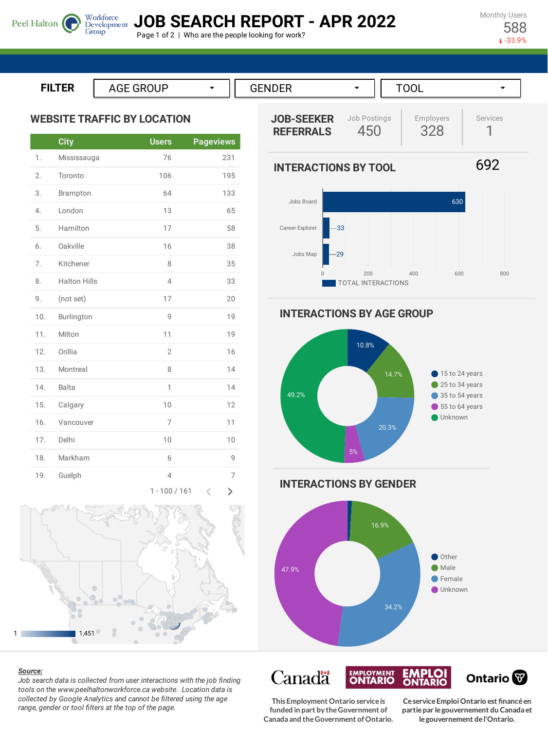Peel Halton Workforce Development Group

# JOB SEARCH REPORT - APR 2022

Page 1 of 2 | Who are the people looking for work?

Monthly Users
588
-33.9%

**FILTER** AGE GROUP | GENDER | TOOL

## WEBSITE TRAFFIC BY LOCATION

| | City | Users | Pageviews |
|---|---|---|---|
| 1. | Mississauga | 76 | 231 |
| 2. | Toronto | 106 | 195 |
| 3. | Brampton | 64 | 133 |
| 4. | London | 13 | 65 |
| 5. | Hamilton | 17 | 58 |
| 6. | Oakville | 16 | 38 |
| 7. | Kitchener | 8 | 35 |
| 8. | Halton Hills | 4 | 33 |
| 9. | (not set) | 17 | 20 |
| 10. | Burlington | 9 | 19 |
| 11. | Milton | 11 | 19 |
| 12. | Orillia | 2 | 16 |
| 13. | Montreal | 8 | 14 |
| 14. | Balta | 1 | 14 |
| 15. | Calgary | 10 | 12 |
| 16. | Vancouver | 7 | 11 |
| 17. | Delhi | 10 | 10 |
| 18. | Markham | 6 | 9 |
| 19. | Guelph | 4 | 7 |

1 - 100 / 161

Map scale: 1 – 1,451

## JOB-SEEKER REFERRALS

| Job Postings | Employers | Services |
|---|---|---|
| 450 | 328 | 1 |

## INTERACTIONS BY TOOL

692

| Tool | Total Interactions |
|---|---|
| Jobs Board | 630 |
| Career Explorer | 33 |
| Jobs Map | 29 |

## INTERACTIONS BY AGE GROUP

| Age Group | % |
|---|---|
| 15 to 24 years | 10.8% |
| 25 to 34 years | 14.7% |
| 35 to 54 years | 20.3% |
| 55 to 64 years | 5% |
| Unknown | 49.2% |

## INTERACTIONS BY GENDER

| Gender | % |
|---|---|
| Other | |
| Male | 16.9% |
| Female | 34.2% |
| Unknown | 47.9% |

***Source:***
*Job search data is collected from user interactions with the job finding tools on the www.peelhaltonworkforce.ca website. Location data is collected by Google Analytics and cannot be filtered using the age range, gender or tool filters at the top of the page.*

Canada | Employment Ontario Emploi Ontario | Ontario

This Employment Ontario service is funded in part by the Government of Canada and the Government of Ontario.

Ce service Emploi Ontario est financé en partie par le gouvernement du Canada et le gouvernement de l'Ontario.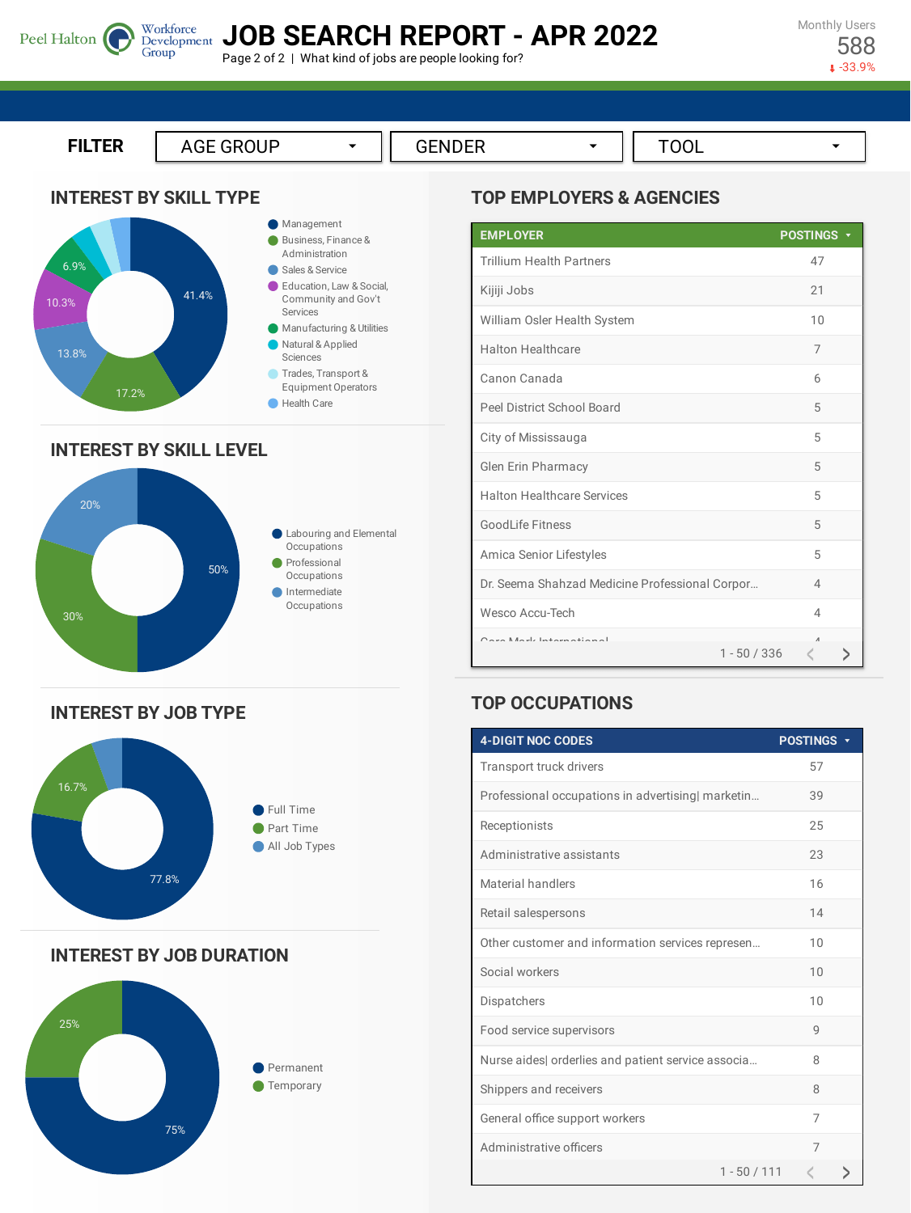Peel Halton Workforce Development Group

# JOB SEARCH REPORT - APR 2022

Page 2 of 2 | What kind of jobs are people looking for?

Monthly Users
588
-33.9%

FILTER: AGE GROUP | GENDER | TOOL

## INTEREST BY SKILL TYPE

41.4%
17.2%
13.8%
10.3%
6.9%

- Management
- Business, Finance & Administration
- Sales & Service
- Education, Law & Social, Community and Gov't Services
- Manufacturing & Utilities
- Natural & Applied Sciences
- Trades, Transport & Equipment Operators
- Health Care

## INTEREST BY SKILL LEVEL

50%
30%
20%

- Labouring and Elemental Occupations
- Professional Occupations
- Intermediate Occupations

## INTEREST BY JOB TYPE

77.8%
16.7%

- Full Time
- Part Time
- All Job Types

## INTEREST BY JOB DURATION

75%
25%

- Permanent
- Temporary

## TOP EMPLOYERS & AGENCIES

| EMPLOYER | POSTINGS |
|---|---|
| Trillium Health Partners | 47 |
| Kijiji Jobs | 21 |
| William Osler Health System | 10 |
| Halton Healthcare | 7 |
| Canon Canada | 6 |
| Peel District School Board | 5 |
| City of Mississauga | 5 |
| Glen Erin Pharmacy | 5 |
| Halton Healthcare Services | 5 |
| GoodLife Fitness | 5 |
| Amica Senior Lifestyles | 5 |
| Dr. Seema Shahzad Medicine Professional Corpor… | 4 |
| Wesco Accu-Tech | 4 |
| Core-Mark International | 4 |

1 - 50 / 336

## TOP OCCUPATIONS

| 4-DIGIT NOC CODES | POSTINGS |
|---|---|
| Transport truck drivers | 57 |
| Professional occupations in advertising\| marketin… | 39 |
| Receptionists | 25 |
| Administrative assistants | 23 |
| Material handlers | 16 |
| Retail salespersons | 14 |
| Other customer and information services represen… | 10 |
| Social workers | 10 |
| Dispatchers | 10 |
| Food service supervisors | 9 |
| Nurse aides\| orderlies and patient service associa… | 8 |
| Shippers and receivers | 8 |
| General office support workers | 7 |
| Administrative officers | 7 |

1 - 50 / 111